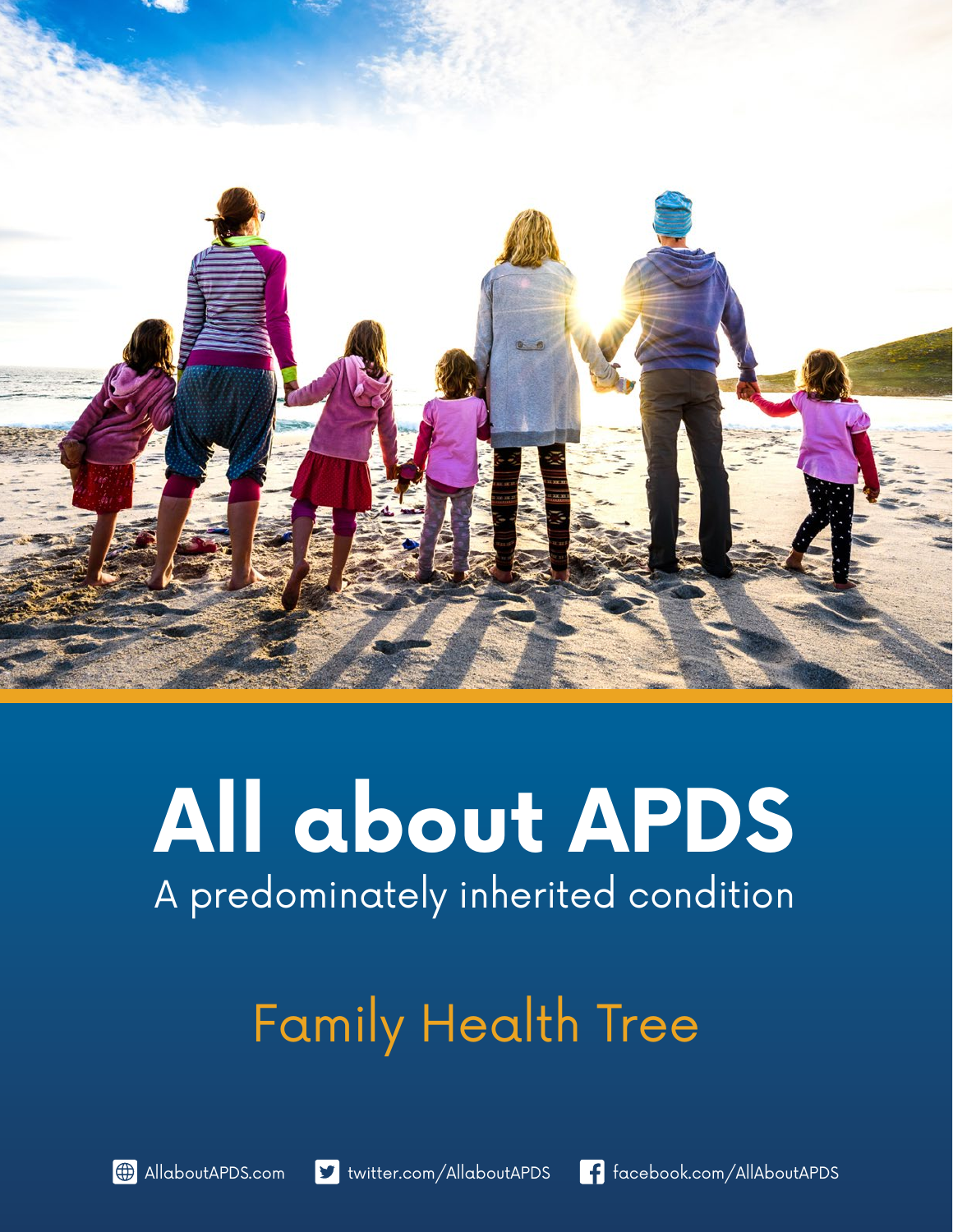# All about APDS

A predominately inherited condition

## Family Health Tree

AllaboutAPDS.com twitter.com/AllaboutAPDS facebook.com/AllAboutAPDS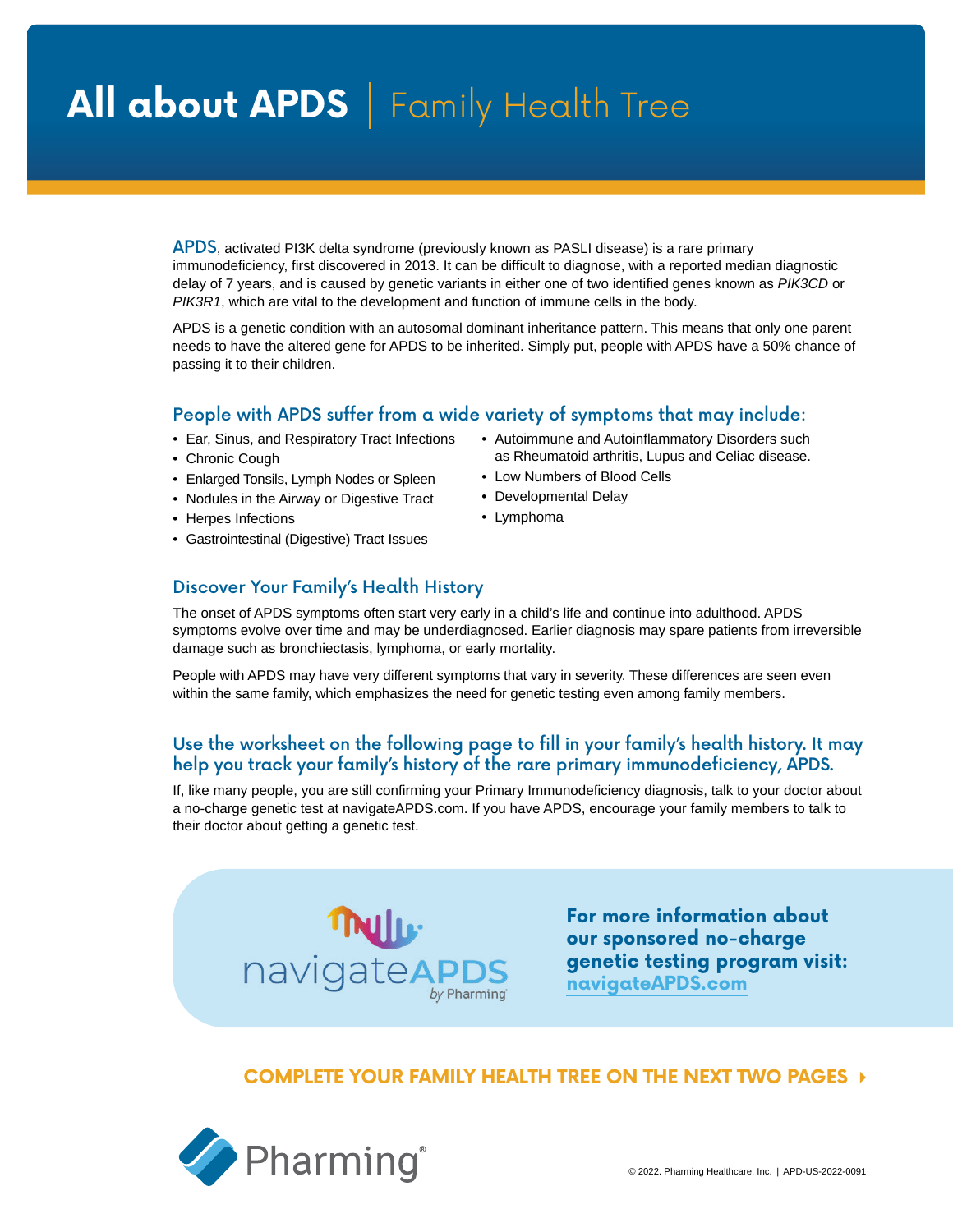# All about APDS | Family Health Tree

**APDS**, activated PI3K delta syndrome (previously known as PASLI disease) is a rare primary immunodeficiency, first discovered in 2013. It can be difficult to diagnose, with a reported median diagnostic delay of 7 years, and is caused by genetic variants in either one of two identified genes known as *PIK3CD* or *PIK3R1*, which are vital to the development and function of immune cells in the body.

APDS is a genetic condition with an autosomal dominant inheritance pattern. This means that only one parent needs to have the altered gene for APDS to be inherited. Simply put, people with APDS have a 50% chance of passing it to their children.

## People with APDS suffer from a wide variety of symptoms that may include:

- Ear, Sinus, and Respiratory Tract Infections
- Chronic Cough
- Enlarged Tonsils, Lymph Nodes or Spleen
- Nodules in the Airway or Digestive Tract
- Herpes Infections
- Gastrointestinal (Digestive) Tract Issues
- Autoimmune and Autoinflammatory Disorders such as Rheumatoid arthritis, Lupus and Celiac disease.
- Low Numbers of Blood Cells
- Developmental Delay
- Lymphoma

## Discover Your Family's Health History

The onset of APDS symptoms often start very early in a child's life and continue into adulthood. APDS symptoms evolve over time and may be underdiagnosed. Earlier diagnosis may spare patients from irreversible damage such as bronchiectasis, lymphoma, or early mortality.

People with APDS may have very different symptoms that vary in severity. These differences are seen even within the same family, which emphasizes the need for genetic testing even among family members.

## Use the worksheet on the following page to fill in your family's health history. It may help you track your family's history of the rare primary immunodeficiency, APDS.

If, like many people, you are still confirming your Primary Immunodeficiency diagnosis, talk to your doctor about a no-charge genetic test at navigateAPDS.com. If you have APDS, encourage your family members to talk to their doctor about getting a genetic test.

navigateAPDS by Pharming

**For more information about our sponsored no-charge genetic testing program visit: navigateAPDS.com**

**COMPLETE YOUR FAMILY HEALTH TREE ON THE NEXT TWO PAGES ▸**

Pharming®

© 2022. Pharming Healthcare, Inc. | APD-US-2022-0091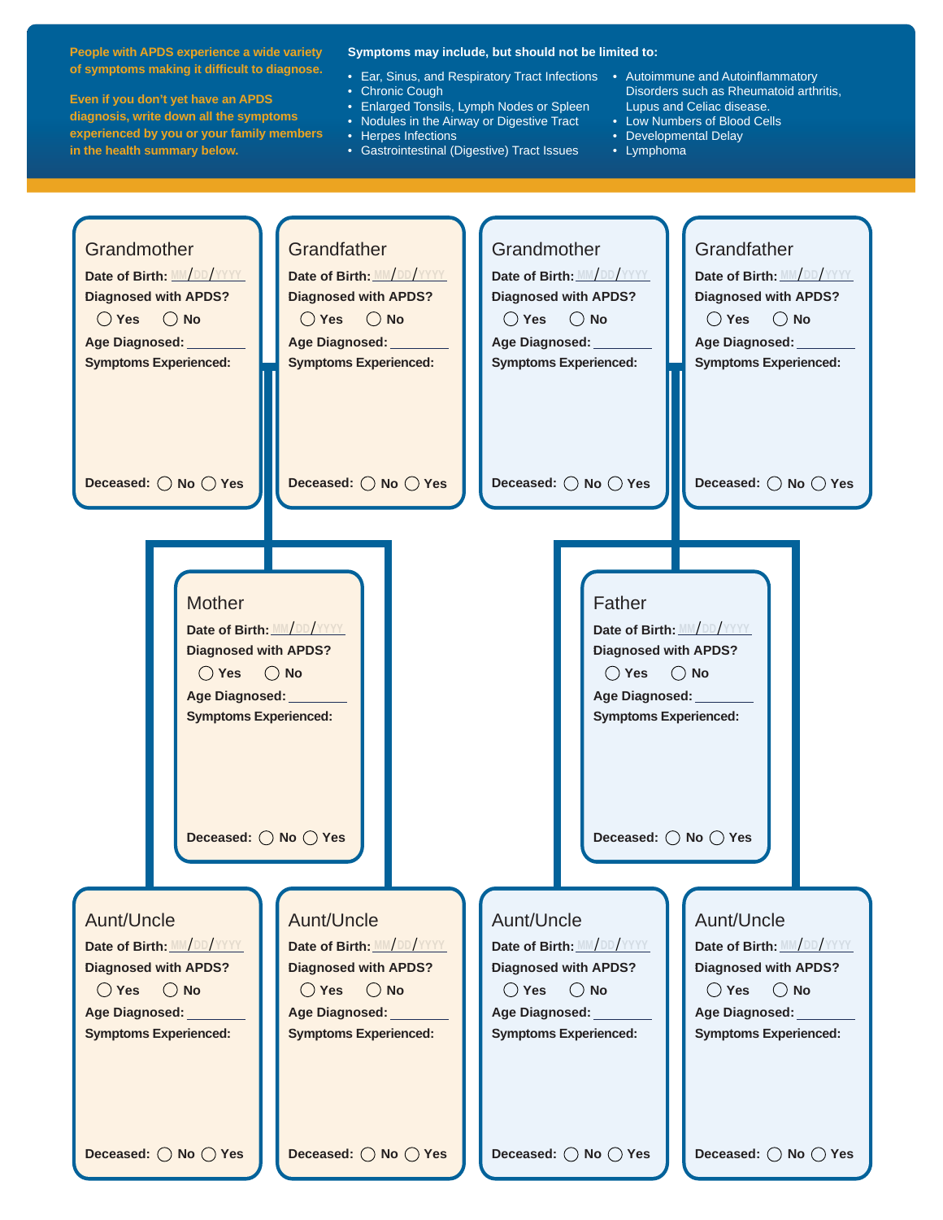**People with APDS experience a wide variety of symptoms making it difficult to diagnose.**

**Even if you don't yet have an APDS diagnosis, write down all the symptoms experienced by you or your family members in the health summary below.**

**Symptoms may include, but should not be limited to:**

- Ear, Sinus, and Respiratory Tract Infections
- Chronic Cough
- Enlarged Tonsils, Lymph Nodes or Spleen
- Nodules in the Airway or Digestive Tract
- Herpes Infections
- Gastrointestinal (Digestive) Tract Issues
- Autoimmune and Autoinflammatory Disorders such as Rheumatoid arthritis, Lupus and Celiac disease.
- Low Numbers of Blood Cells
- Developmental Delay
- Lymphoma

## Grandmother

**Date of Birth:** MM/DD/YYYY

**Diagnosed with APDS?** ◯ Yes ◯ No

**Age Diagnosed:** ________

**Symptoms Experienced:**

**Deceased:** ◯ No ◯ Yes

## Grandfather

**Date of Birth:** MM/DD/YYYY

**Diagnosed with APDS?** ◯ Yes ◯ No

**Age Diagnosed:** ________

**Symptoms Experienced:**

**Deceased:** ◯ No ◯ Yes

## Grandmother

**Date of Birth:** MM/DD/YYYY

**Diagnosed with APDS?** ◯ Yes ◯ No

**Age Diagnosed:** ________

**Symptoms Experienced:**

**Deceased:** ◯ No ◯ Yes

## Grandfather

**Date of Birth:** MM/DD/YYYY

**Diagnosed with APDS?** ◯ Yes ◯ No

**Age Diagnosed:** ________

**Symptoms Experienced:**

**Deceased:** ◯ No ◯ Yes

## Mother

**Date of Birth:** MM/DD/YYYY

**Diagnosed with APDS?** ◯ Yes ◯ No

**Age Diagnosed:** ________

**Symptoms Experienced:**

**Deceased:** ◯ No ◯ Yes

## Father

**Date of Birth:** MM/DD/YYYY

**Diagnosed with APDS?** ◯ Yes ◯ No

**Age Diagnosed:** ________

**Symptoms Experienced:**

**Deceased:** ◯ No ◯ Yes

## Aunt/Uncle

**Date of Birth:** MM/DD/YYYY

**Diagnosed with APDS?** ◯ Yes ◯ No

**Age Diagnosed:** ________

**Symptoms Experienced:**

**Deceased:** ◯ No ◯ Yes

## Aunt/Uncle

**Date of Birth:** MM/DD/YYYY

**Diagnosed with APDS?** ◯ Yes ◯ No

**Age Diagnosed:** ________

**Symptoms Experienced:**

**Deceased:** ◯ No ◯ Yes

## Aunt/Uncle

**Date of Birth:** MM/DD/YYYY

**Diagnosed with APDS?** ◯ Yes ◯ No

**Age Diagnosed:** ________

**Symptoms Experienced:**

**Deceased:** ◯ No ◯ Yes

## Aunt/Uncle

**Date of Birth:** MM/DD/YYYY

**Diagnosed with APDS?** ◯ Yes ◯ No

**Age Diagnosed:** ________

**Symptoms Experienced:**

**Deceased:** ◯ No ◯ Yes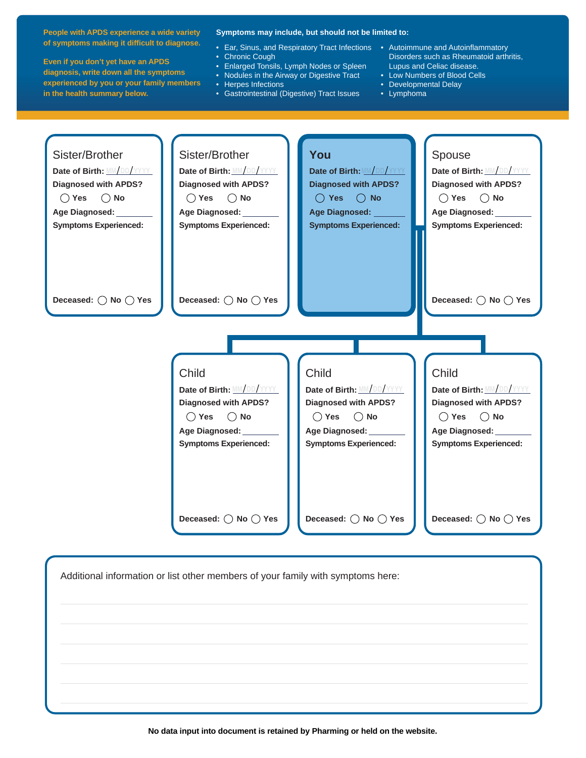**People with APDS experience a wide variety of symptoms making it difficult to diagnose.**

**Even if you don't yet have an APDS diagnosis, write down all the symptoms experienced by you or your family members in the health summary below.**

**Symptoms may include, but should not be limited to:**

- Ear, Sinus, and Respiratory Tract Infections
- Chronic Cough
- Enlarged Tonsils, Lymph Nodes or Spleen
- Nodules in the Airway or Digestive Tract
- Herpes Infections
- Gastrointestinal (Digestive) Tract Issues
- Autoimmune and Autoinflammatory Disorders such as Rheumatoid arthritis, Lupus and Celiac disease.
- Low Numbers of Blood Cells
- Developmental Delay
- Lymphoma

## Sister/Brother

**Date of Birth:** MM/DD/YYYY

**Diagnosed with APDS?** ◯ Yes ◯ No

**Age Diagnosed:** ________

**Symptoms Experienced:**

**Deceased:** ◯ No ◯ Yes

## Sister/Brother

**Date of Birth:** MM/DD/YYYY

**Diagnosed with APDS?** ◯ Yes ◯ No

**Age Diagnosed:** ________

**Symptoms Experienced:**

**Deceased:** ◯ No ◯ Yes

## You

**Date of Birth:** MM/DD/YYYY

**Diagnosed with APDS?** ◯ Yes ◯ No

**Age Diagnosed:** ________

**Symptoms Experienced:**

## Spouse

**Date of Birth:** MM/DD/YYYY

**Diagnosed with APDS?** ◯ Yes ◯ No

**Age Diagnosed:** ________

**Symptoms Experienced:**

**Deceased:** ◯ No ◯ Yes

## Child

**Date of Birth:** MM/DD/YYYY

**Diagnosed with APDS?** ◯ Yes ◯ No

**Age Diagnosed:** ________

**Symptoms Experienced:**

**Deceased:** ◯ No ◯ Yes

## Child

**Date of Birth:** MM/DD/YYYY

**Diagnosed with APDS?** ◯ Yes ◯ No

**Age Diagnosed:** ________

**Symptoms Experienced:**

**Deceased:** ◯ No ◯ Yes

## Child

**Date of Birth:** MM/DD/YYYY

**Diagnosed with APDS?** ◯ Yes ◯ No

**Age Diagnosed:** ________

**Symptoms Experienced:**

**Deceased:** ◯ No ◯ Yes

Additional information or list other members of your family with symptoms here:

**No data input into document is retained by Pharming or held on the website.**